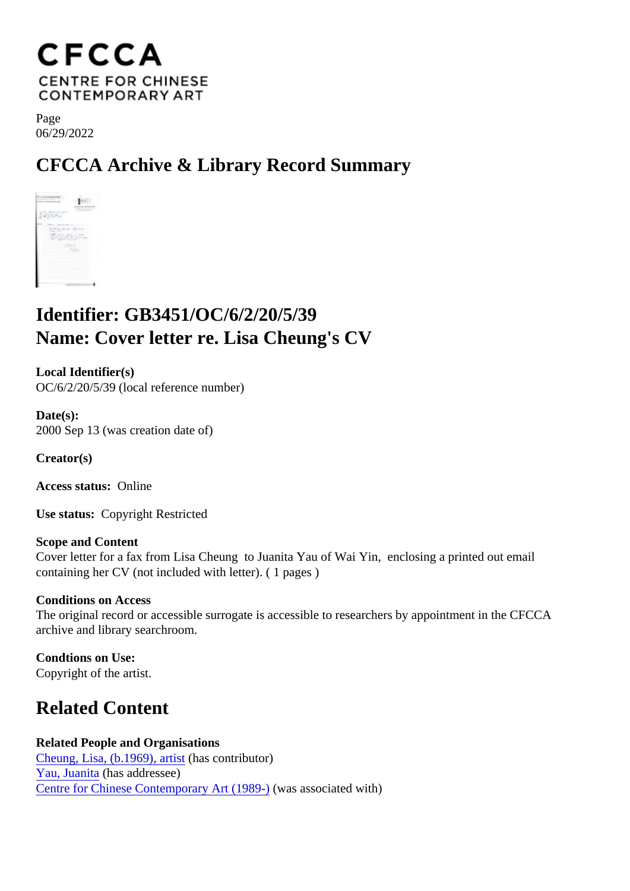# CFCCA
CENTRE FOR CHINESE CONTEMPORARY ART

Page
06/29/2022

## CFCCA Archive & Library Record Summary

## Identifier: GB3451/OC/6/2/20/5/39
## Name: Cover letter re. Lisa Cheung's CV

**Local Identifier(s)**
OC/6/2/20/5/39 (local reference number)

**Date(s):**
2000 Sep 13 (was creation date of)

**Creator(s)**

**Access status:** Online

**Use status:** Copyright Restricted

**Scope and Content**
Cover letter for a fax from Lisa Cheung to Juanita Yau of Wai Yin, enclosing a printed out email containing her CV (not included with letter). ( 1 pages )

**Conditions on Access**
The original record or accessible surrogate is accessible to researchers by appointment in the CFCCA archive and library searchroom.

**Condtions on Use:**
Copyright of the artist.

## Related Content

**Related People and Organisations**
Cheung, Lisa, (b.1969), artist (has contributor)
Yau, Juanita (has addressee)
Centre for Chinese Contemporary Art (1989-) (was associated with)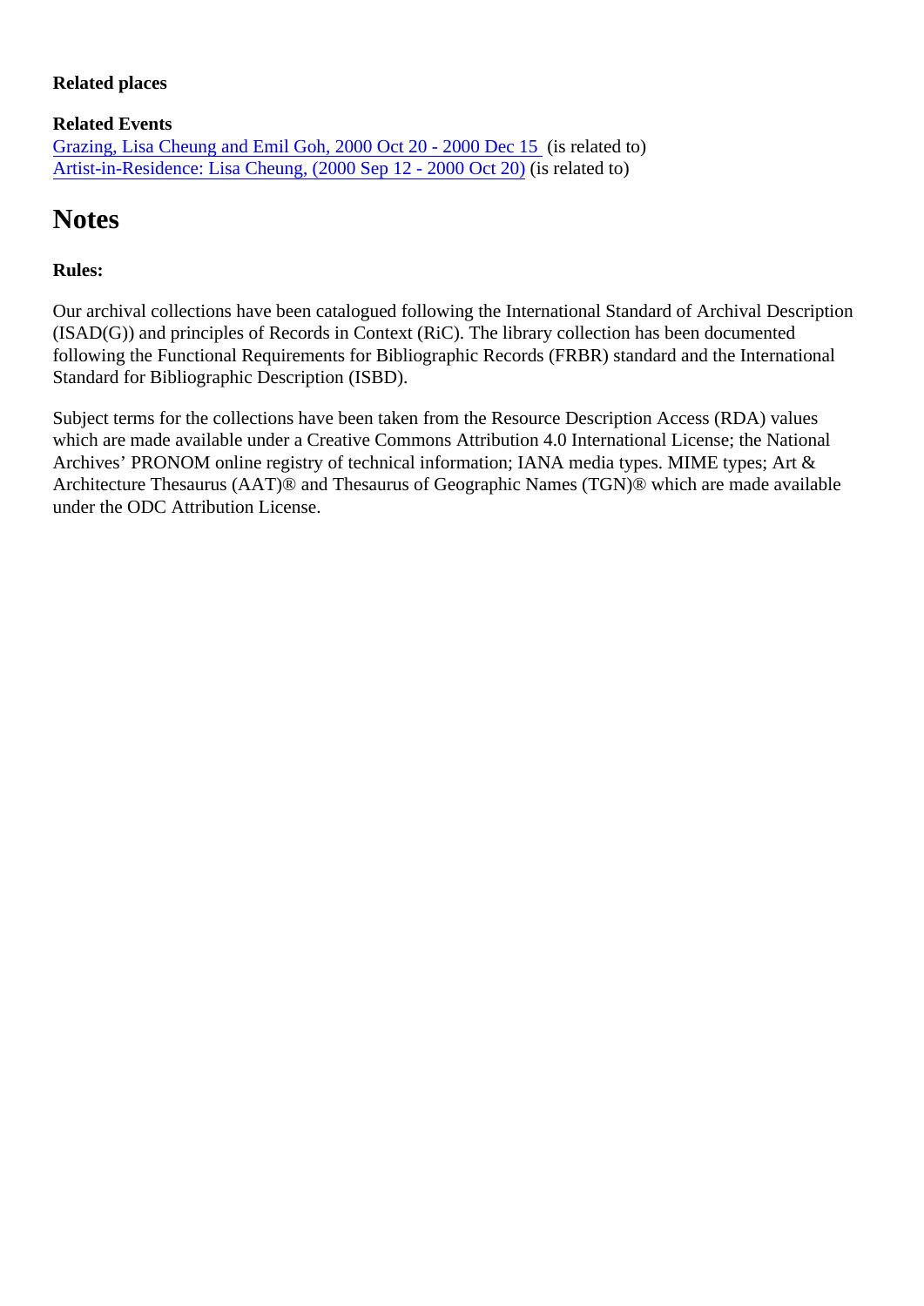**Related places**

**Related Events**

[Grazing, Lisa Cheung and Emil Goh, 2000 Oct 20 - 2000 Dec 15] (is related to)
[Artist-in-Residence: Lisa Cheung, (2000 Sep 12 - 2000 Oct 20)] (is related to)

# Notes

**Rules:**

Our archival collections have been catalogued following the International Standard of Archival Description (ISAD(G)) and principles of Records in Context (RiC). The library collection has been documented following the Functional Requirements for Bibliographic Records (FRBR) standard and the International Standard for Bibliographic Description (ISBD).

Subject terms for the collections have been taken from the Resource Description Access (RDA) values which are made available under a Creative Commons Attribution 4.0 International License; the National Archives' PRONOM online registry of technical information; IANA media types. MIME types; Art & Architecture Thesaurus (AAT)® and Thesaurus of Geographic Names (TGN)® which are made available under the ODC Attribution License.